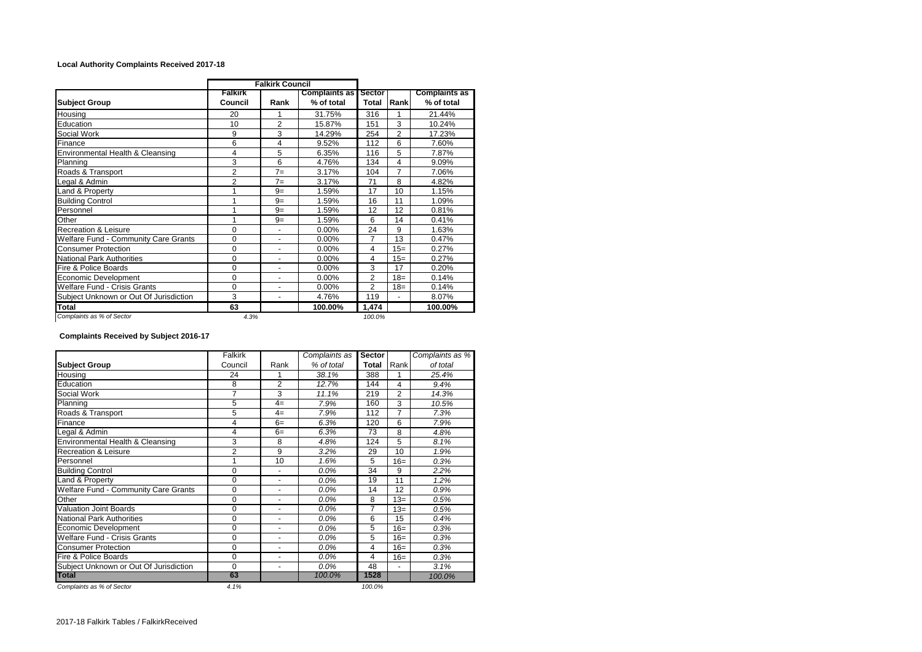**Local Authority Complaints Received 2017-18**

| | Falkirk Council | | | | | |
|---|---|---|---|---|---|---|
| **Subject Group** | **Falkirk Council** | **Rank** | **Complaints as % of total** | **Sector Total** | **Rank** | **Complaints as % of total** |
| Housing | 20 | 1 | 31.75% | 316 | 1 | 21.44% |
| Education | 10 | 2 | 15.87% | 151 | 3 | 10.24% |
| Social Work | 9 | 3 | 14.29% | 254 | 2 | 17.23% |
| Finance | 6 | 4 | 9.52% | 112 | 6 | 7.60% |
| Environmental Health & Cleansing | 4 | 5 | 6.35% | 116 | 5 | 7.87% |
| Planning | 3 | 6 | 4.76% | 134 | 4 | 9.09% |
| Roads & Transport | 2 | 7= | 3.17% | 104 | 7 | 7.06% |
| Legal & Admin | 2 | 7= | 3.17% | 71 | 8 | 4.82% |
| Land & Property | 1 | 9= | 1.59% | 17 | 10 | 1.15% |
| Building Control | 1 | 9= | 1.59% | 16 | 11 | 1.09% |
| Personnel | 1 | 9= | 1.59% | 12 | 12 | 0.81% |
| Other | 1 | 9= | 1.59% | 6 | 14 | 0.41% |
| Recreation & Leisure | 0 | - | 0.00% | 24 | 9 | 1.63% |
| Welfare Fund - Community Care Grants | 0 | - | 0.00% | 7 | 13 | 0.47% |
| Consumer Protection | 0 | - | 0.00% | 4 | 15= | 0.27% |
| National Park Authorities | 0 | - | 0.00% | 4 | 15= | 0.27% |
| Fire & Police Boards | 0 | - | 0.00% | 3 | 17 | 0.20% |
| Economic Development | 0 | - | 0.00% | 2 | 18= | 0.14% |
| Welfare Fund - Crisis Grants | 0 | - | 0.00% | 2 | 18= | 0.14% |
| Subject Unknown or Out Of Jurisdiction | 3 | - | 4.76% | 119 | - | 8.07% |
| **Total** | **63** | | **100.00%** | **1,474** | | **100.00%** |
| *Complaints as % of Sector* | *4.3%* | | | *100.0%* | | |

**Complaints Received by Subject 2016-17**

| **Subject Group** | Falkirk Council | Rank | *Complaints as % of total* | **Sector Total** | Rank | *Complaints as % of total* |
|---|---|---|---|---|---|---|
| Housing | 24 | 1 | *38.1%* | 388 | 1 | *25.4%* |
| Education | 8 | 2 | *12.7%* | 144 | 4 | *9.4%* |
| Social Work | 7 | 3 | *11.1%* | 219 | 2 | *14.3%* |
| Planning | 5 | 4= | *7.9%* | 160 | 3 | *10.5%* |
| Roads & Transport | 5 | 4= | *7.9%* | 112 | 7 | *7.3%* |
| Finance | 4 | 6= | *6.3%* | 120 | 6 | *7.9%* |
| Legal & Admin | 4 | 6= | *6.3%* | 73 | 8 | *4.8%* |
| Environmental Health & Cleansing | 3 | 8 | *4.8%* | 124 | 5 | *8.1%* |
| Recreation & Leisure | 2 | 9 | *3.2%* | 29 | 10 | *1.9%* |
| Personnel | 1 | 10 | *1.6%* | 5 | 16= | *0.3%* |
| Building Control | 0 | - | *0.0%* | 34 | 9 | *2.2%* |
| Land & Property | 0 | - | *0.0%* | 19 | 11 | *1.2%* |
| Welfare Fund - Community Care Grants | 0 | - | *0.0%* | 14 | 12 | *0.9%* |
| Other | 0 | - | *0.0%* | 8 | 13= | *0.5%* |
| Valuation Joint Boards | 0 | - | *0.0%* | 7 | 13= | *0.5%* |
| National Park Authorities | 0 | - | *0.0%* | 6 | 15 | *0.4%* |
| Economic Development | 0 | - | *0.0%* | 5 | 16= | *0.3%* |
| Welfare Fund - Crisis Grants | 0 | - | *0.0%* | 5 | 16= | *0.3%* |
| Consumer Protection | 0 | - | *0.0%* | 4 | 16= | *0.3%* |
| Fire & Police Boards | 0 | - | *0.0%* | 4 | 16= | *0.3%* |
| Subject Unknown or Out Of Jurisdiction | 0 | - | *0.0%* | 48 | - | *3.1%* |
| **Total** | **63** | | *100.0%* | **1528** | | *100.0%* |
| *Complaints as % of Sector* | *4.1%* | | | *100.0%* | | |

2017-18 Falkirk Tables / FalkirkReceived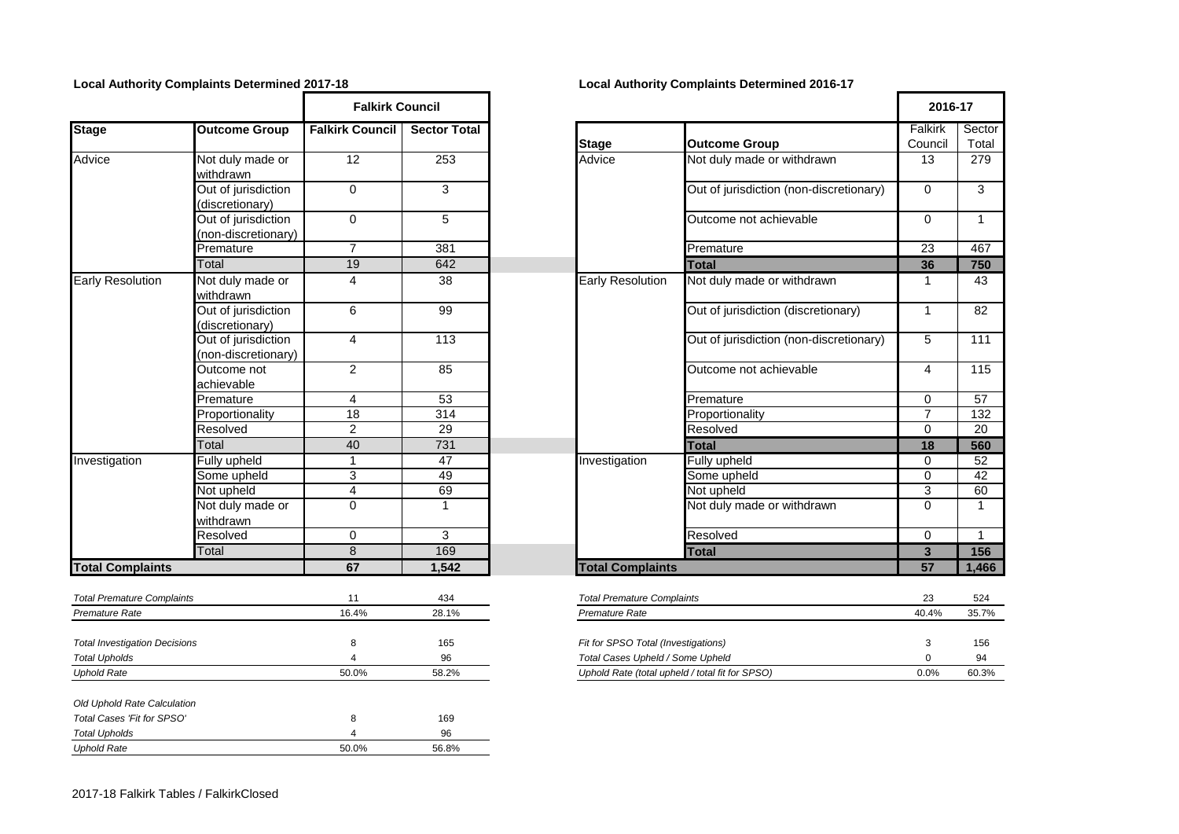**Local Authority Complaints Determined 2017-18**

| Stage | Outcome Group | Falkirk Council | Sector Total |
|---|---|---|---|
| | | Falkirk Council | |
| Advice | Not duly made or withdrawn | 12 | 253 |
| | Out of jurisdiction (discretionary) | 0 | 3 |
| | Out of jurisdiction (non-discretionary) | 0 | 5 |
| | Premature | 7 | 381 |
| | Total | 19 | 642 |
| Early Resolution | Not duly made or withdrawn | 4 | 38 |
| | Out of jurisdiction (discretionary) | 6 | 99 |
| | Out of jurisdiction (non-discretionary) | 4 | 113 |
| | Outcome not achievable | 2 | 85 |
| | Premature | 4 | 53 |
| | Proportionality | 18 | 314 |
| | Resolved | 2 | 29 |
| | Total | 40 | 731 |
| Investigation | Fully upheld | 1 | 47 |
| | Some upheld | 3 | 49 |
| | Not upheld | 4 | 69 |
| | Not duly made or withdrawn | 0 | 1 |
| | Resolved | 0 | 3 |
| | Total | 8 | 169 |
| **Total Complaints** | | **67** | **1,542** |

| | Falkirk Council | Sector Total |
|---|---|---|
| *Total Premature Complaints* | 11 | 434 |
| *Premature Rate* | 16.4% | 28.1% |
| *Total Investigation Decisions* | 8 | 165 |
| *Total Upholds* | 4 | 96 |
| *Uphold Rate* | 50.0% | 58.2% |
| *Old Uphold Rate Calculation* | | |
| *Total Cases 'Fit for SPSO'* | 8 | 169 |
| *Total Upholds* | 4 | 96 |
| *Uphold Rate* | 50.0% | 56.8% |

**Local Authority Complaints Determined 2016-17**

| Stage | Outcome Group | 2016-17 Falkirk Council | Sector Total |
|---|---|---|---|
| Advice | Not duly made or withdrawn | 13 | 279 |
| | Out of jurisdiction (non-discretionary) | 0 | 3 |
| | Outcome not achievable | 0 | 1 |
| | Premature | 23 | 467 |
| | **Total** | **36** | **750** |
| Early Resolution | Not duly made or withdrawn | 1 | 43 |
| | Out of jurisdiction (discretionary) | 1 | 82 |
| | Out of jurisdiction (non-discretionary) | 5 | 111 |
| | Outcome not achievable | 4 | 115 |
| | Premature | 0 | 57 |
| | Proportionality | 7 | 132 |
| | Resolved | 0 | 20 |
| | **Total** | **18** | **560** |
| Investigation | Fully upheld | 0 | 52 |
| | Some upheld | 0 | 42 |
| | Not upheld | 3 | 60 |
| | Not duly made or withdrawn | 0 | 1 |
| | Resolved | 0 | 1 |
| | **Total** | **3** | **156** |
| **Total Complaints** | | **57** | **1,466** |

| | Falkirk Council | Sector Total |
|---|---|---|
| *Total Premature Complaints* | 23 | 524 |
| *Premature Rate* | 40.4% | 35.7% |
| *Fit for SPSO Total (Investigations)* | 3 | 156 |
| *Total Cases Upheld / Some Upheld* | 0 | 94 |
| *Uphold Rate (total upheld / total fit for SPSO)* | 0.0% | 60.3% |

2017-18 Falkirk Tables / FalkirkClosed